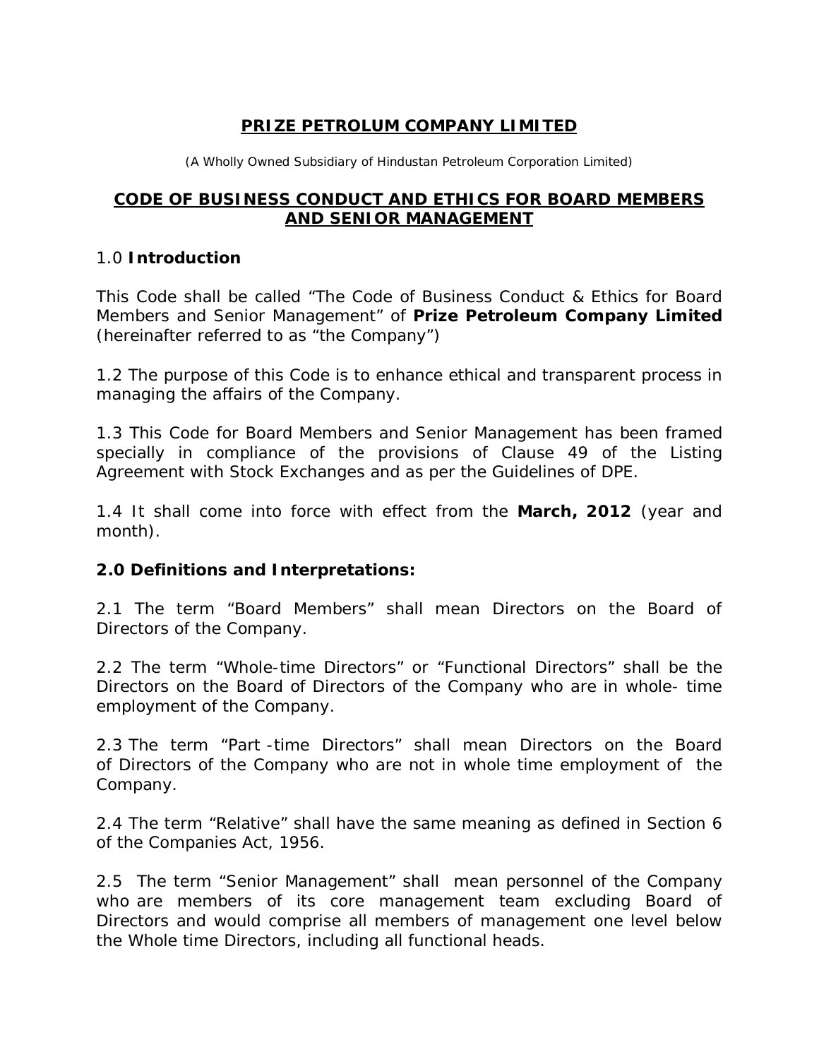# PRIZE PETROLUM COMPANY LIMITED

(A Wholly Owned Subsidiary of Hindustan Petroleum Corporation Limited)

## CODE OF BUSINESS CONDUCT AND ETHICS FOR BOARD MEMBERS AND SENIOR MANAGEMENT

### 1.0 **Introduction**

This Code shall be called "The Code of Business Conduct & Ethics for Board Members and Senior Management" of **Prize Petroleum Company Limited** (hereinafter referred to as "the Company")

1.2 The purpose of this Code is to enhance ethical and transparent process in managing the affairs of the Company.

1.3 This Code for Board Members and Senior Management has been framed specially in compliance of the provisions of Clause 49 of the Listing Agreement with Stock Exchanges and as per the Guidelines of DPE.

1.4 It shall come into force with effect from the **March, 2012** (year and month).

### 2.0 Definitions and Interpretations:

2.1 The term "Board Members" shall mean Directors on the Board of Directors of the Company.

2.2 The term "Whole-time Directors" or "Functional Directors" shall be the Directors on the Board of Directors of the Company who are in whole- time employment of the Company.

2.3 The term "Part -time Directors" shall mean Directors on the Board of Directors of the Company who are not in whole time employment of the Company.

2.4 The term "Relative" shall have the same meaning as defined in Section 6 of the Companies Act, 1956.

2.5 The term "Senior Management" shall mean personnel of the Company who are members of its core management team excluding Board of Directors and would comprise all members of management one level below the Whole time Directors, including all functional heads.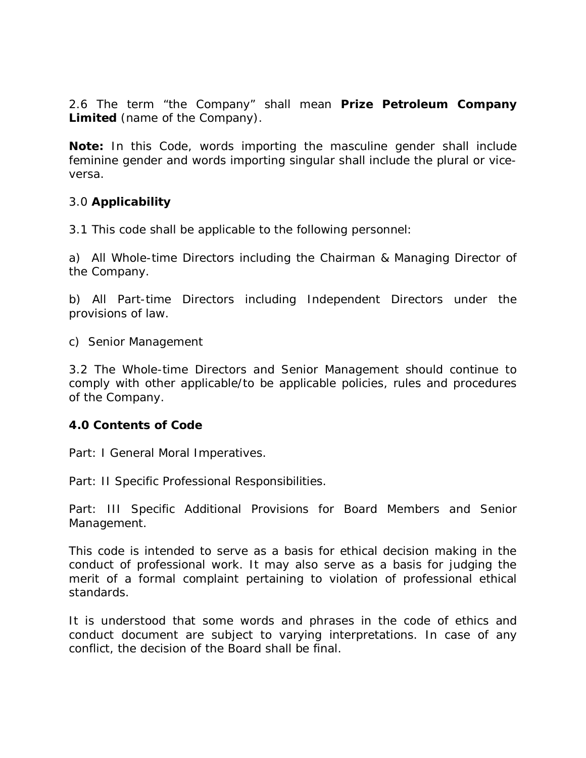2.6 The term “the Company” shall mean **Prize Petroleum Company Limited** (name of the Company).

**Note:** In this Code, words importing the masculine gender shall include feminine gender and words importing singular shall include the plural or vice-versa.

3.0 **Applicability**

3.1 This code shall be applicable to the following personnel:

a) All Whole-time Directors including the Chairman & Managing Director of the Company.

b) All Part-time Directors including Independent Directors under the provisions of law.

c) Senior Management

3.2 The Whole-time Directors and Senior Management should continue to comply with other applicable/to be applicable policies, rules and procedures of the Company.

**4.0 Contents of Code**

Part: I General Moral Imperatives.

Part: II Specific Professional Responsibilities.

Part: III Specific Additional Provisions for Board Members and Senior Management.

This code is intended to serve as a basis for ethical decision making in the conduct of professional work. It may also serve as a basis for judging the merit of a formal complaint pertaining to violation of professional ethical standards.

It is understood that some words and phrases in the code of ethics and conduct document are subject to varying interpretations. In case of any conflict, the decision of the Board shall be final.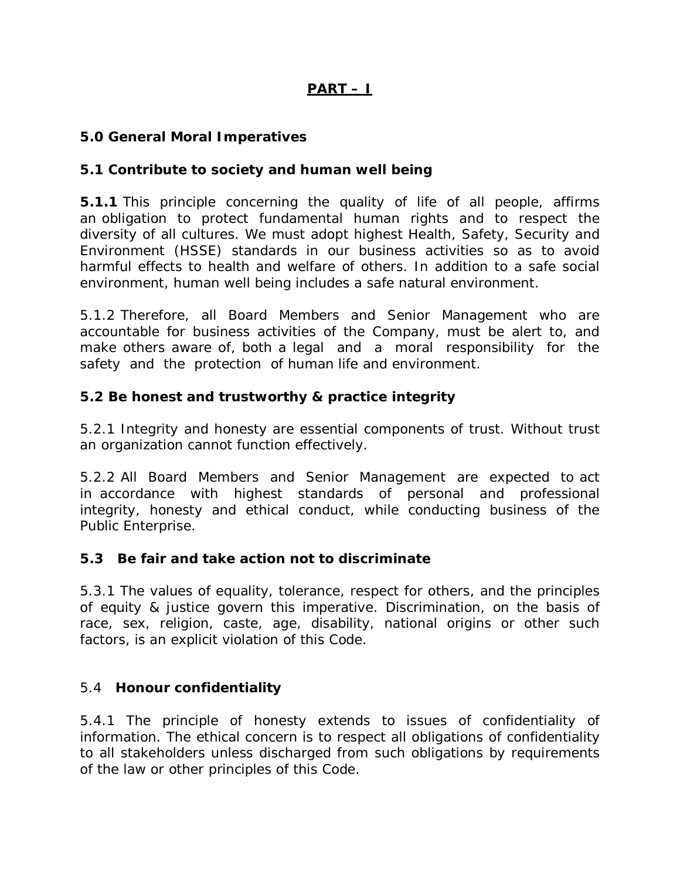## PART – I

### 5.0 General Moral Imperatives

### 5.1 Contribute to society and human well being

**5.1.1** This principle concerning the quality of life of all people, affirms an obligation to protect fundamental human rights and to respect the diversity of all cultures. We must adopt highest Health, Safety, Security and Environment (HSSE) standards in our business activities so as to avoid harmful effects to health and welfare of others. In addition to a safe social environment, human well being includes a safe natural environment.

5.1.2 Therefore, all Board Members and Senior Management who are accountable for business activities of the Company, must be alert to, and make others aware of, both a legal and a moral responsibility for the safety and the protection of human life and environment.

### 5.2 Be honest and trustworthy & practice integrity

5.2.1 Integrity and honesty are essential components of trust. Without trust an organization cannot function effectively.

5.2.2 All Board Members and Senior Management are expected to act in accordance with highest standards of personal and professional integrity, honesty and ethical conduct, while conducting business of the Public Enterprise.

### 5.3 Be fair and take action not to discriminate

5.3.1 The values of equality, tolerance, respect for others, and the principles of equity & justice govern this imperative. Discrimination, on the basis of race, sex, religion, caste, age, disability, national origins or other such factors, is an explicit violation of this Code.

### 5.4 Honour confidentiality

5.4.1 The principle of honesty extends to issues of confidentiality of information. The ethical concern is to respect all obligations of confidentiality to all stakeholders unless discharged from such obligations by requirements of the law or other principles of this Code.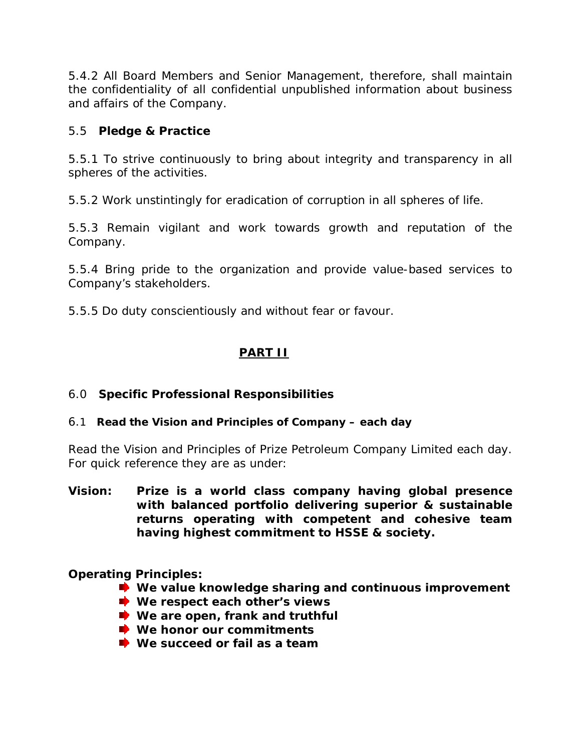5.4.2 All Board Members and Senior Management, therefore, shall maintain the confidentiality of all confidential unpublished information about business and affairs of the Company.

### 5.5 **Pledge & Practice**

5.5.1 To strive continuously to bring about integrity and transparency in all spheres of the activities.

5.5.2 Work unstintingly for eradication of corruption in all spheres of life.

5.5.3 Remain vigilant and work towards growth and reputation of the Company.

5.5.4 Bring pride to the organization and provide value-based services to Company's stakeholders.

5.5.5 Do duty conscientiously and without fear or favour.

## PART II

### 6.0 **Specific Professional Responsibilities**

#### 6.1 **Read the Vision and Principles of Company – each day**

Read the Vision and Principles of Prize Petroleum Company Limited each day. For quick reference they are as under:

**Vision:** **Prize is a world class company having global presence with balanced portfolio delivering superior & sustainable returns operating with competent and cohesive team having highest commitment to HSSE & society.**

**Operating Principles:**

- **We value knowledge sharing and continuous improvement**
- **We respect each other's views**
- **We are open, frank and truthful**
- **We honor our commitments**
- **We succeed or fail as a team**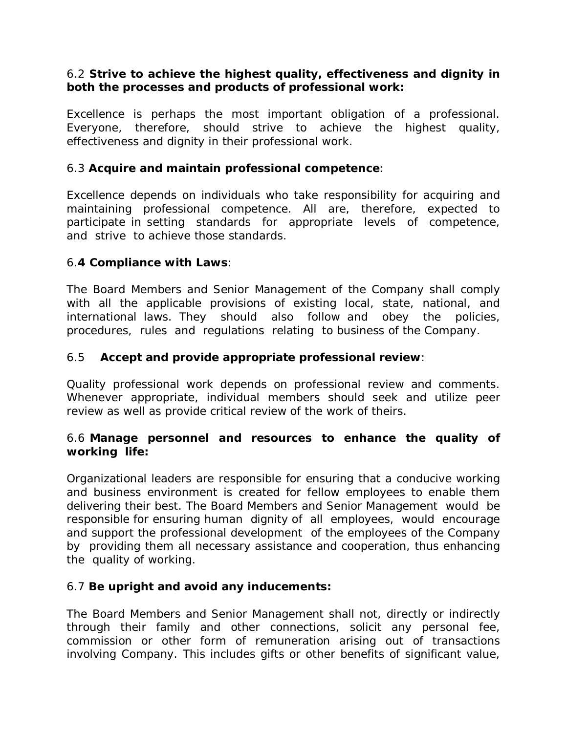6.2 **Strive to achieve the highest quality, effectiveness and dignity in both the processes and products of professional work:**

Excellence is perhaps the most important obligation of a professional. Everyone, therefore, should strive to achieve the highest quality, effectiveness and dignity in their professional work.

6.3 **Acquire and maintain professional competence**:

Excellence depends on individuals who take responsibility for acquiring and maintaining professional competence. All are, therefore, expected to participate in setting standards for appropriate levels of competence, and strive to achieve those standards.

6.**4 Compliance with Laws**:

The Board Members and Senior Management of the Company shall comply with all the applicable provisions of existing local, state, national, and international laws. They should also follow and obey the policies, procedures, rules and regulations relating to business of the Company.

6.5 **Accept and provide appropriate professional review**:

Quality professional work depends on professional review and comments. Whenever appropriate, individual members should seek and utilize peer review as well as provide critical review of the work of theirs.

6.6 **Manage personnel and resources to enhance the quality of working life:**

Organizational leaders are responsible for ensuring that a conducive working and business environment is created for fellow employees to enable them delivering their best. The Board Members and Senior Management would be responsible for ensuring human dignity of all employees, would encourage and support the professional development of the employees of the Company by providing them all necessary assistance and cooperation, thus enhancing the quality of working.

6.7 **Be upright and avoid any inducements:**

The Board Members and Senior Management shall not, directly or indirectly through their family and other connections, solicit any personal fee, commission or other form of remuneration arising out of transactions involving Company. This includes gifts or other benefits of significant value,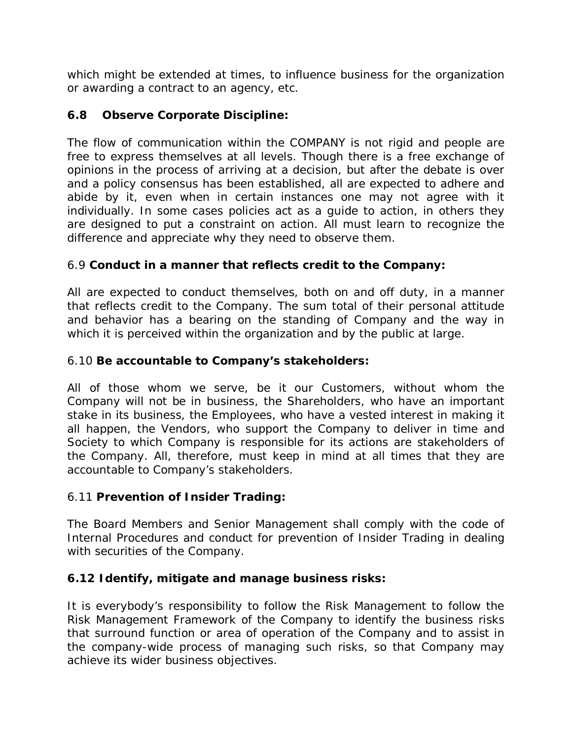which might be extended at times, to influence business for the organization or awarding a contract to an agency, etc.

### 6.8 Observe Corporate Discipline:

The flow of communication within the COMPANY is not rigid and people are free to express themselves at all levels. Though there is a free exchange of opinions in the process of arriving at a decision, but after the debate is over and a policy consensus has been established, all are expected to adhere and abide by it, even when in certain instances one may not agree with it individually. In some cases policies act as a guide to action, in others they are designed to put a constraint on action. All must learn to recognize the difference and appreciate why they need to observe them.

### 6.9 Conduct in a manner that reflects credit to the Company:

All are expected to conduct themselves, both on and off duty, in a manner that reflects credit to the Company. The sum total of their personal attitude and behavior has a bearing on the standing of Company and the way in which it is perceived within the organization and by the public at large.

### 6.10 Be accountable to Company's stakeholders:

All of those whom we serve, be it our Customers, without whom the Company will not be in business, the Shareholders, who have an important stake in its business, the Employees, who have a vested interest in making it all happen, the Vendors, who support the Company to deliver in time and Society to which Company is responsible for its actions are stakeholders of the Company. All, therefore, must keep in mind at all times that they are accountable to Company's stakeholders.

### 6.11 Prevention of Insider Trading:

The Board Members and Senior Management shall comply with the code of Internal Procedures and conduct for prevention of Insider Trading in dealing with securities of the Company.

### 6.12 Identify, mitigate and manage business risks:

It is everybody's responsibility to follow the Risk Management to follow the Risk Management Framework of the Company to identify the business risks that surround function or area of operation of the Company and to assist in the company-wide process of managing such risks, so that Company may achieve its wider business objectives.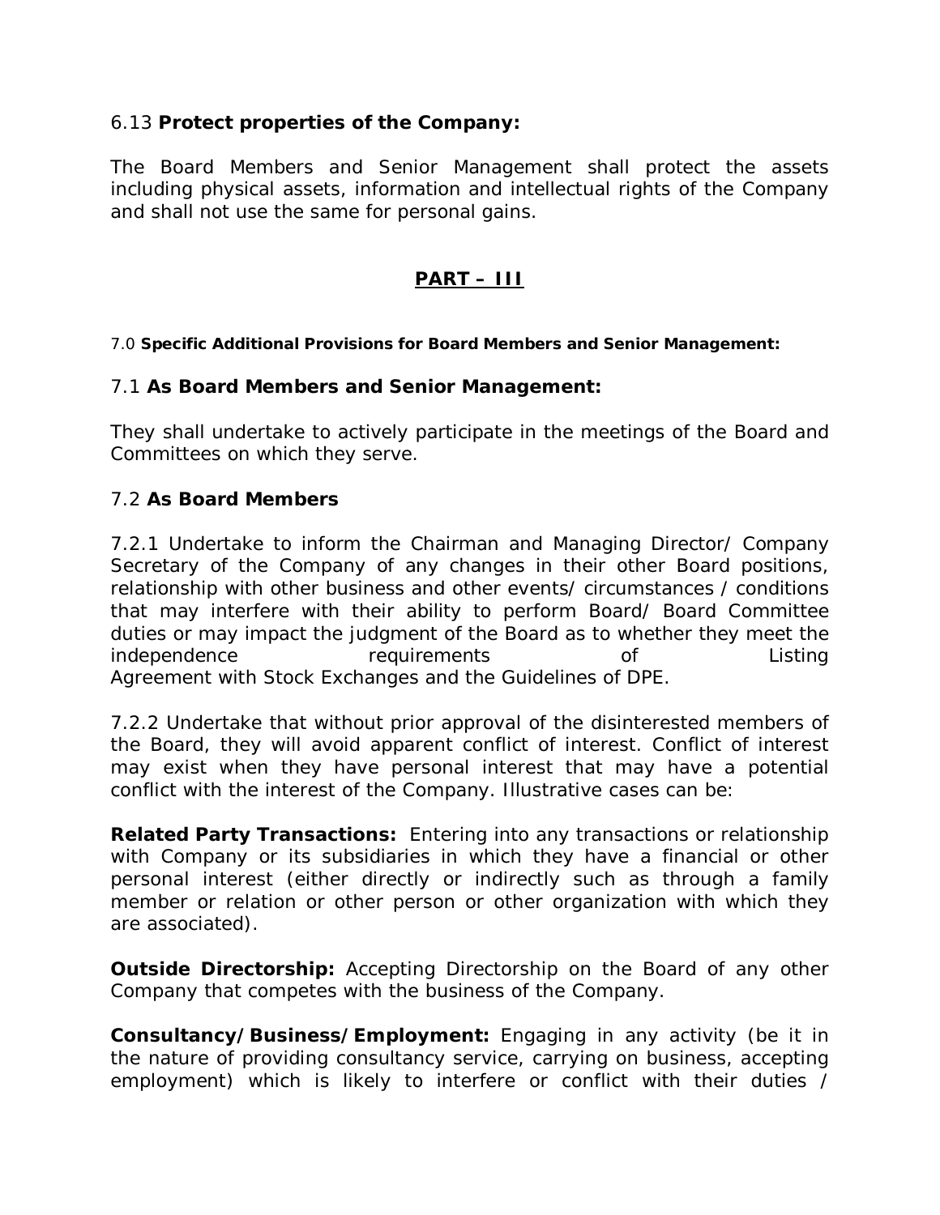6.13 **Protect properties of the Company:**

The Board Members and Senior Management shall protect the assets including physical assets, information and intellectual rights of the Company and shall not use the same for personal gains.

## PART – III

7.0 **Specific Additional Provisions for Board Members and Senior Management:**

7.1 **As Board Members and Senior Management:**

They shall undertake to actively participate in the meetings of the Board and Committees on which they serve.

7.2 **As Board Members**

7.2.1 Undertake to inform the Chairman and Managing Director/ Company Secretary of the Company of any changes in their other Board positions, relationship with other business and other events/ circumstances / conditions that may interfere with their ability to perform Board/ Board Committee duties or may impact the judgment of the Board as to whether they meet the independence requirements of Listing Agreement with Stock Exchanges and the Guidelines of DPE.

7.2.2 Undertake that without prior approval of the disinterested members of the Board, they will avoid apparent conflict of interest. Conflict of interest may exist when they have personal interest that may have a potential conflict with the interest of the Company. Illustrative cases can be:

**Related Party Transactions:** Entering into any transactions or relationship with Company or its subsidiaries in which they have a financial or other personal interest (either directly or indirectly such as through a family member or relation or other person or other organization with which they are associated).

**Outside Directorship:** Accepting Directorship on the Board of any other Company that competes with the business of the Company.

**Consultancy/Business/Employment:** Engaging in any activity (be it in the nature of providing consultancy service, carrying on business, accepting employment) which is likely to interfere or conflict with their duties /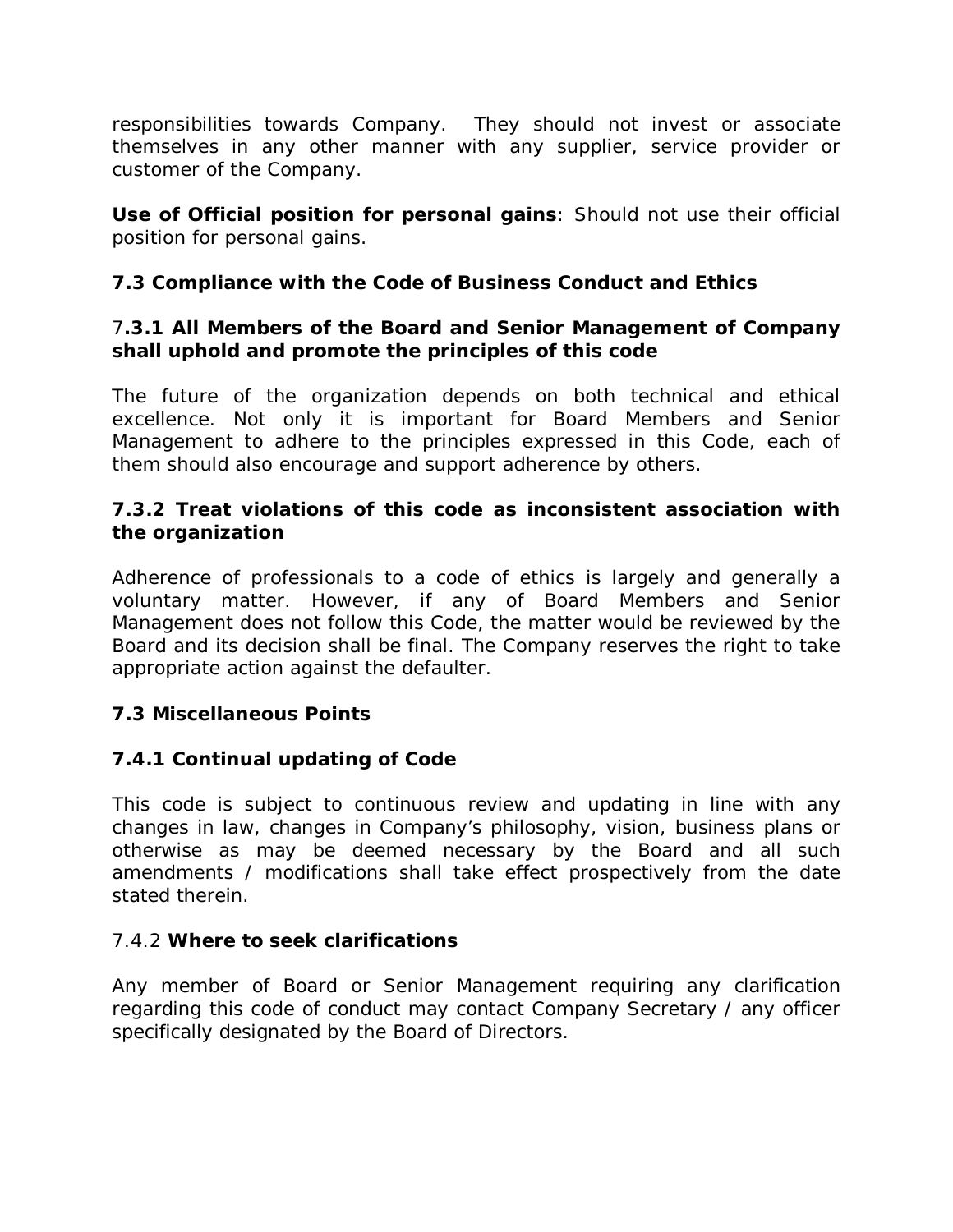responsibilities towards Company. They should not invest or associate themselves in any other manner with any supplier, service provider or customer of the Company.

**Use of Official position for personal gains**: Should not use their official position for personal gains.

### 7.3 Compliance with the Code of Business Conduct and Ethics

#### 7.3.1 All Members of the Board and Senior Management of Company shall uphold and promote the principles of this code

The future of the organization depends on both technical and ethical excellence. Not only it is important for Board Members and Senior Management to adhere to the principles expressed in this Code, each of them should also encourage and support adherence by others.

#### 7.3.2 Treat violations of this code as inconsistent association with the organization

Adherence of professionals to a code of ethics is largely and generally a voluntary matter. However, if any of Board Members and Senior Management does not follow this Code, the matter would be reviewed by the Board and its decision shall be final. The Company reserves the right to take appropriate action against the defaulter.

### 7.3 Miscellaneous Points

#### 7.4.1 Continual updating of Code

This code is subject to continuous review and updating in line with any changes in law, changes in Company's philosophy, vision, business plans or otherwise as may be deemed necessary by the Board and all such amendments / modifications shall take effect prospectively from the date stated therein.

#### 7.4.2 Where to seek clarifications

Any member of Board or Senior Management requiring any clarification regarding this code of conduct may contact Company Secretary / any officer specifically designated by the Board of Directors.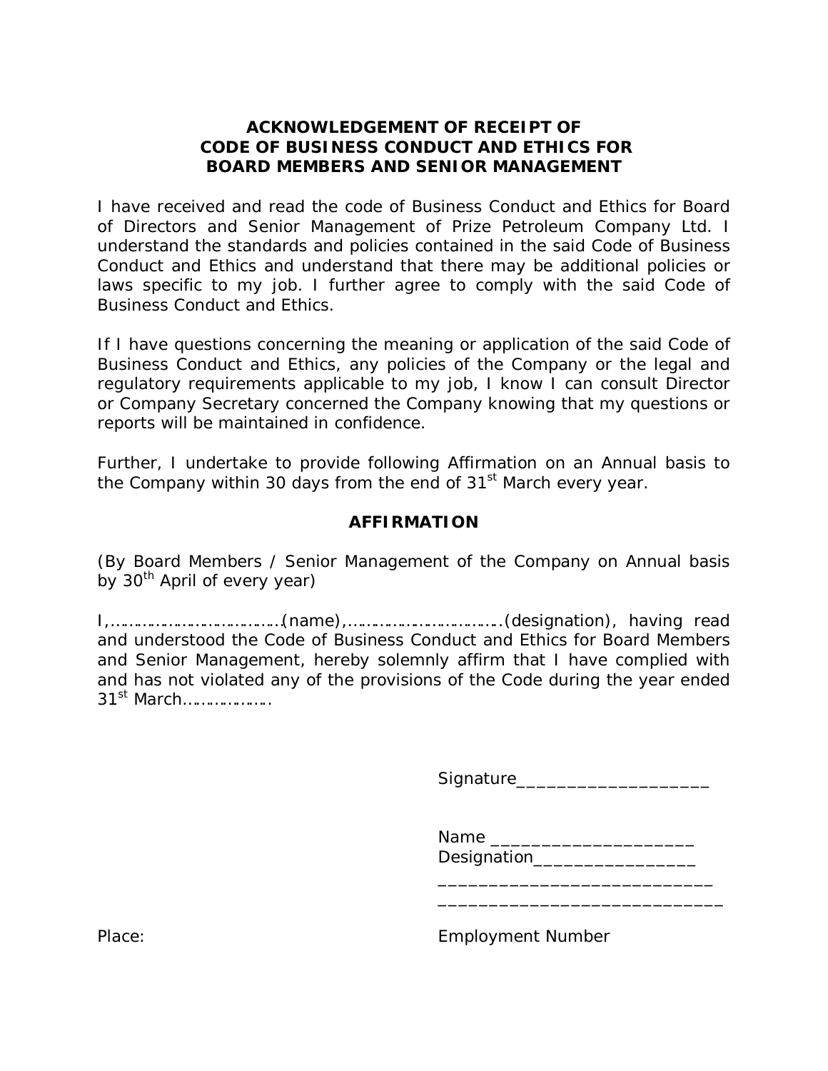**ACKNOWLEDGEMENT OF RECEIPT OF**
**CODE OF BUSINESS CONDUCT AND ETHICS FOR**
**BOARD MEMBERS AND SENIOR MANAGEMENT**

I have received and read the code of Business Conduct and Ethics for Board of Directors and Senior Management of Prize Petroleum Company Ltd. I understand the standards and policies contained in the said Code of Business Conduct and Ethics and understand that there may be additional policies or laws specific to my job. I further agree to comply with the said Code of Business Conduct and Ethics.

If I have questions concerning the meaning or application of the said Code of Business Conduct and Ethics, any policies of the Company or the legal and regulatory requirements applicable to my job, I know I can consult Director or Company Secretary concerned the Company knowing that my questions or reports will be maintained in confidence.

Further, I undertake to provide following Affirmation on an Annual basis to the Company within 30 days from the end of 31st March every year.

**AFFIRMATION**

(By Board Members / Senior Management of the Company on Annual basis by 30th April of every year)

I,………………………………(name),……………………………(designation), having read and understood the Code of Business Conduct and Ethics for Board Members and Senior Management, hereby solemnly affirm that I have complied with and has not violated any of the provisions of the Code during the year ended 31st March………………

Signature___________________

Name ____________________
Designation________________
___________________________
____________________________

Place:

Employment Number